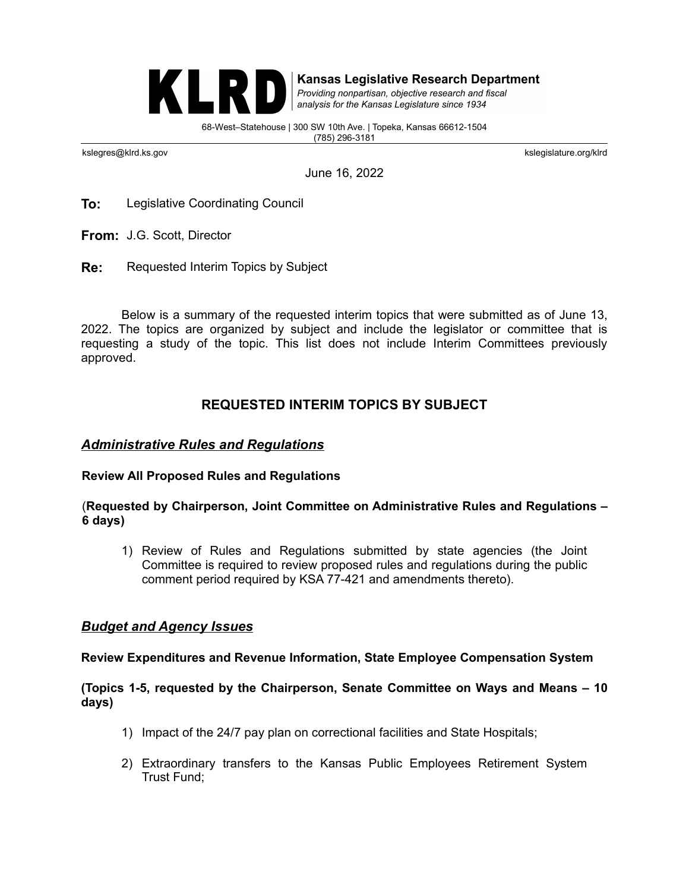**KLRD** | **Kansas Legislative Research Department**
*Providing nonpartisan, objective research and fiscal analysis for the Kansas Legislature since 1934*

68-West–Statehouse | 300 SW 10th Ave. | Topeka, Kansas 66612-1504
(785) 296-3181

kslegres@klrd.ks.gov | kslegislature.org/klrd

June 16, 2022

**To:** Legislative Coordinating Council

**From:** J.G. Scott, Director

**Re:** Requested Interim Topics by Subject

Below is a summary of the requested interim topics that were submitted as of June 13, 2022. The topics are organized by subject and include the legislator or committee that is requesting a study of the topic. This list does not include Interim Committees previously approved.

## REQUESTED INTERIM TOPICS BY SUBJECT

### *Administrative Rules and Regulations*

**Review All Proposed Rules and Regulations**

(**Requested by Chairperson, Joint Committee on Administrative Rules and Regulations – 6 days)**

1) Review of Rules and Regulations submitted by state agencies (the Joint Committee is required to review proposed rules and regulations during the public comment period required by KSA 77-421 and amendments thereto).

### *Budget and Agency Issues*

**Review Expenditures and Revenue Information, State Employee Compensation System**

**(Topics 1-5, requested by the Chairperson, Senate Committee on Ways and Means – 10 days)**

1) Impact of the 24/7 pay plan on correctional facilities and State Hospitals;
2) Extraordinary transfers to the Kansas Public Employees Retirement System Trust Fund;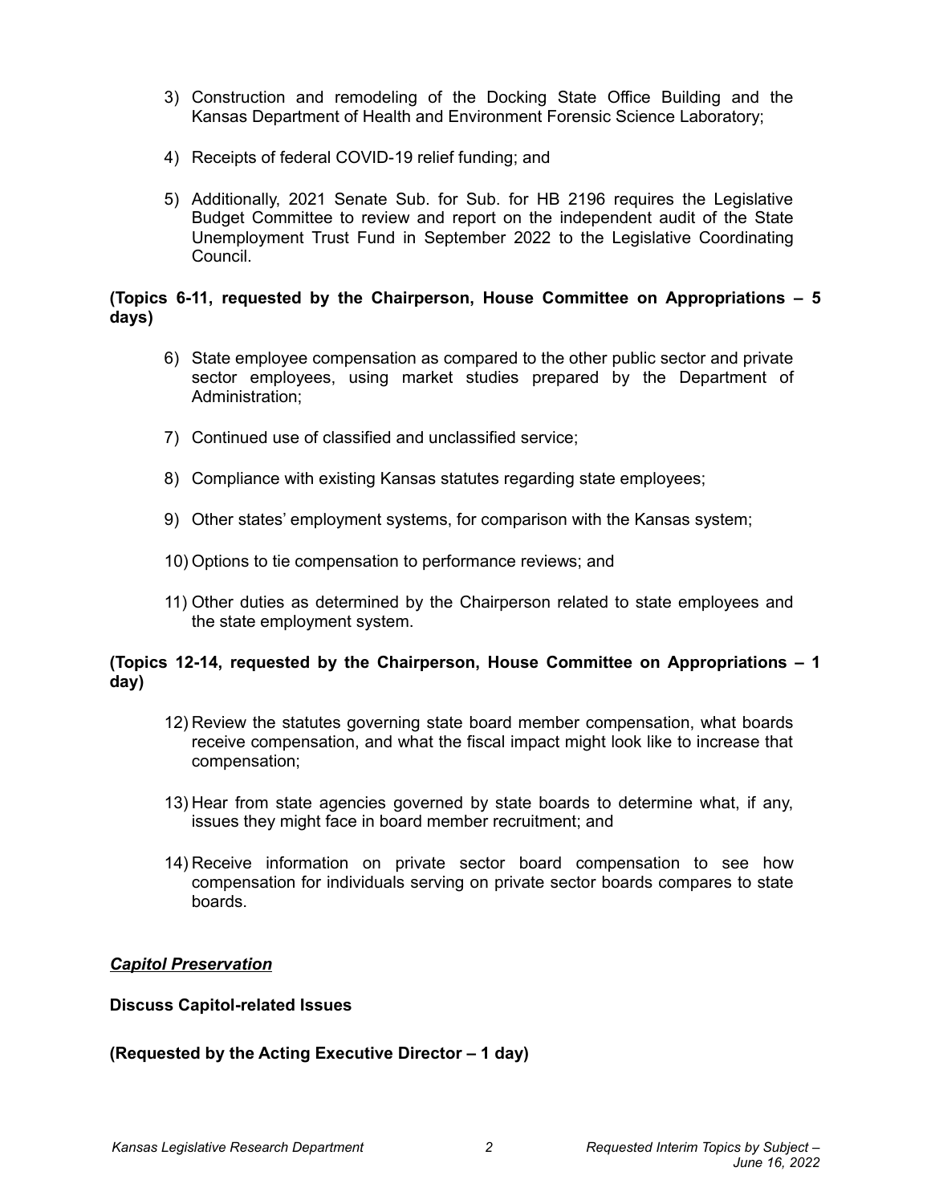3) Construction and remodeling of the Docking State Office Building and the Kansas Department of Health and Environment Forensic Science Laboratory;

4) Receipts of federal COVID-19 relief funding; and

5) Additionally, 2021 Senate Sub. for Sub. for HB 2196 requires the Legislative Budget Committee to review and report on the independent audit of the State Unemployment Trust Fund in September 2022 to the Legislative Coordinating Council.

**(Topics 6-11, requested by the Chairperson, House Committee on Appropriations – 5 days)**

6) State employee compensation as compared to the other public sector and private sector employees, using market studies prepared by the Department of Administration;

7) Continued use of classified and unclassified service;

8) Compliance with existing Kansas statutes regarding state employees;

9) Other states' employment systems, for comparison with the Kansas system;

10) Options to tie compensation to performance reviews; and

11) Other duties as determined by the Chairperson related to state employees and the state employment system.

**(Topics 12-14, requested by the Chairperson, House Committee on Appropriations – 1 day)**

12) Review the statutes governing state board member compensation, what boards receive compensation, and what the fiscal impact might look like to increase that compensation;

13) Hear from state agencies governed by state boards to determine what, if any, issues they might face in board member recruitment; and

14) Receive information on private sector board compensation to see how compensation for individuals serving on private sector boards compares to state boards.

***Capitol Preservation***

**Discuss Capitol-related Issues**

**(Requested by the Acting Executive Director – 1 day)**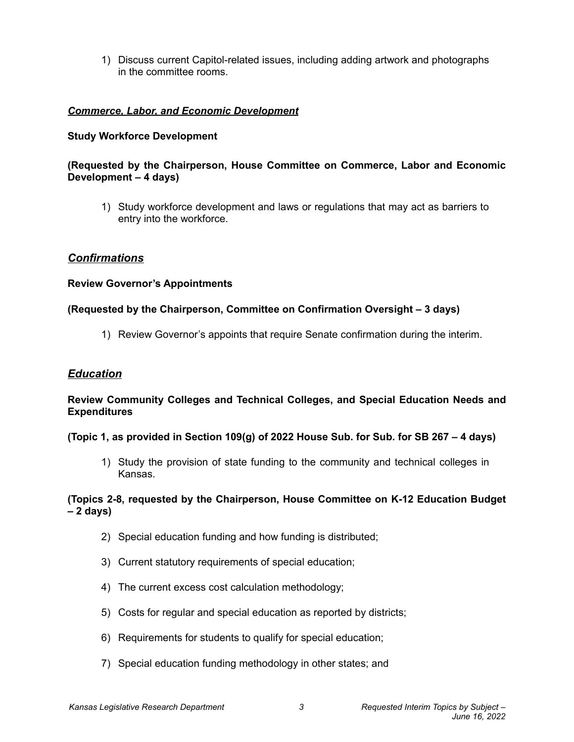1) Discuss current Capitol-related issues, including adding artwork and photographs in the committee rooms.

***Commerce, Labor, and Economic Development***

**Study Workforce Development**

**(Requested by the Chairperson, House Committee on Commerce, Labor and Economic Development – 4 days)**

1) Study workforce development and laws or regulations that may act as barriers to entry into the workforce.

## *Confirmations*

**Review Governor's Appointments**

**(Requested by the Chairperson, Committee on Confirmation Oversight – 3 days)**

1) Review Governor's appoints that require Senate confirmation during the interim.

## *Education*

**Review Community Colleges and Technical Colleges, and Special Education Needs and Expenditures**

**(Topic 1, as provided in Section 109(g) of 2022 House Sub. for Sub. for SB 267 – 4 days)**

1) Study the provision of state funding to the community and technical colleges in Kansas.

**(Topics 2-8, requested by the Chairperson, House Committee on K-12 Education Budget – 2 days)**

2) Special education funding and how funding is distributed;

3) Current statutory requirements of special education;

4) The current excess cost calculation methodology;

5) Costs for regular and special education as reported by districts;

6) Requirements for students to qualify for special education;

7) Special education funding methodology in other states; and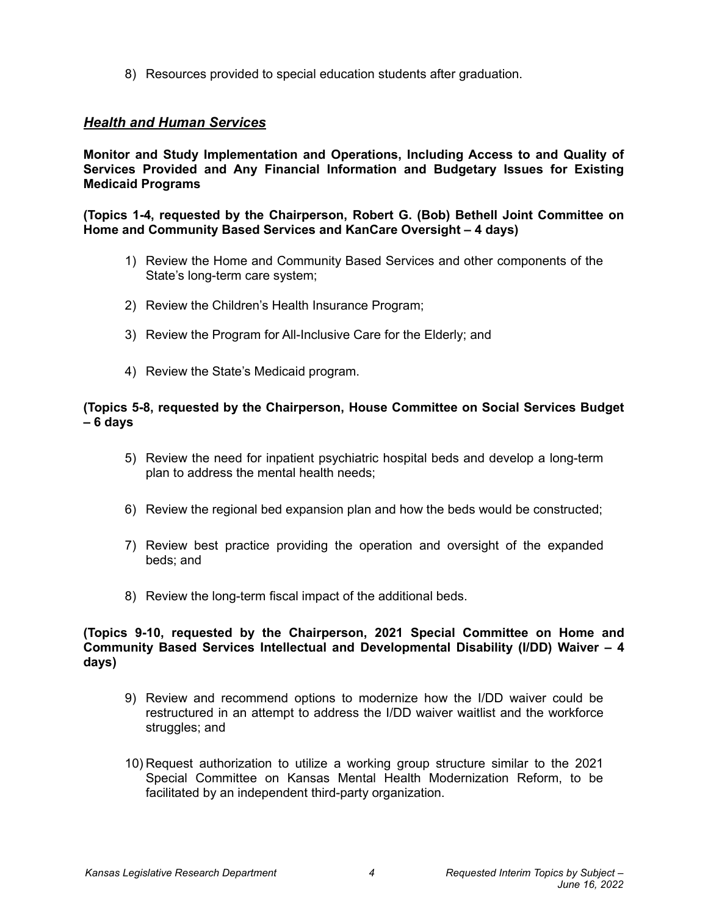8) Resources provided to special education students after graduation.

## *Health and Human Services*

**Monitor and Study Implementation and Operations, Including Access to and Quality of Services Provided and Any Financial Information and Budgetary Issues for Existing Medicaid Programs**

**(Topics 1-4, requested by the Chairperson, Robert G. (Bob) Bethell Joint Committee on Home and Community Based Services and KanCare Oversight – 4 days)**

1) Review the Home and Community Based Services and other components of the State's long-term care system;
2) Review the Children's Health Insurance Program;
3) Review the Program for All-Inclusive Care for the Elderly; and
4) Review the State's Medicaid program.

**(Topics 5-8, requested by the Chairperson, House Committee on Social Services Budget – 6 days**

5) Review the need for inpatient psychiatric hospital beds and develop a long-term plan to address the mental health needs;
6) Review the regional bed expansion plan and how the beds would be constructed;
7) Review best practice providing the operation and oversight of the expanded beds; and
8) Review the long-term fiscal impact of the additional beds.

**(Topics 9-10, requested by the Chairperson, 2021 Special Committee on Home and Community Based Services Intellectual and Developmental Disability (I/DD) Waiver – 4 days)**

9) Review and recommend options to modernize how the I/DD waiver could be restructured in an attempt to address the I/DD waiver waitlist and the workforce struggles; and
10) Request authorization to utilize a working group structure similar to the 2021 Special Committee on Kansas Mental Health Modernization Reform, to be facilitated by an independent third-party organization.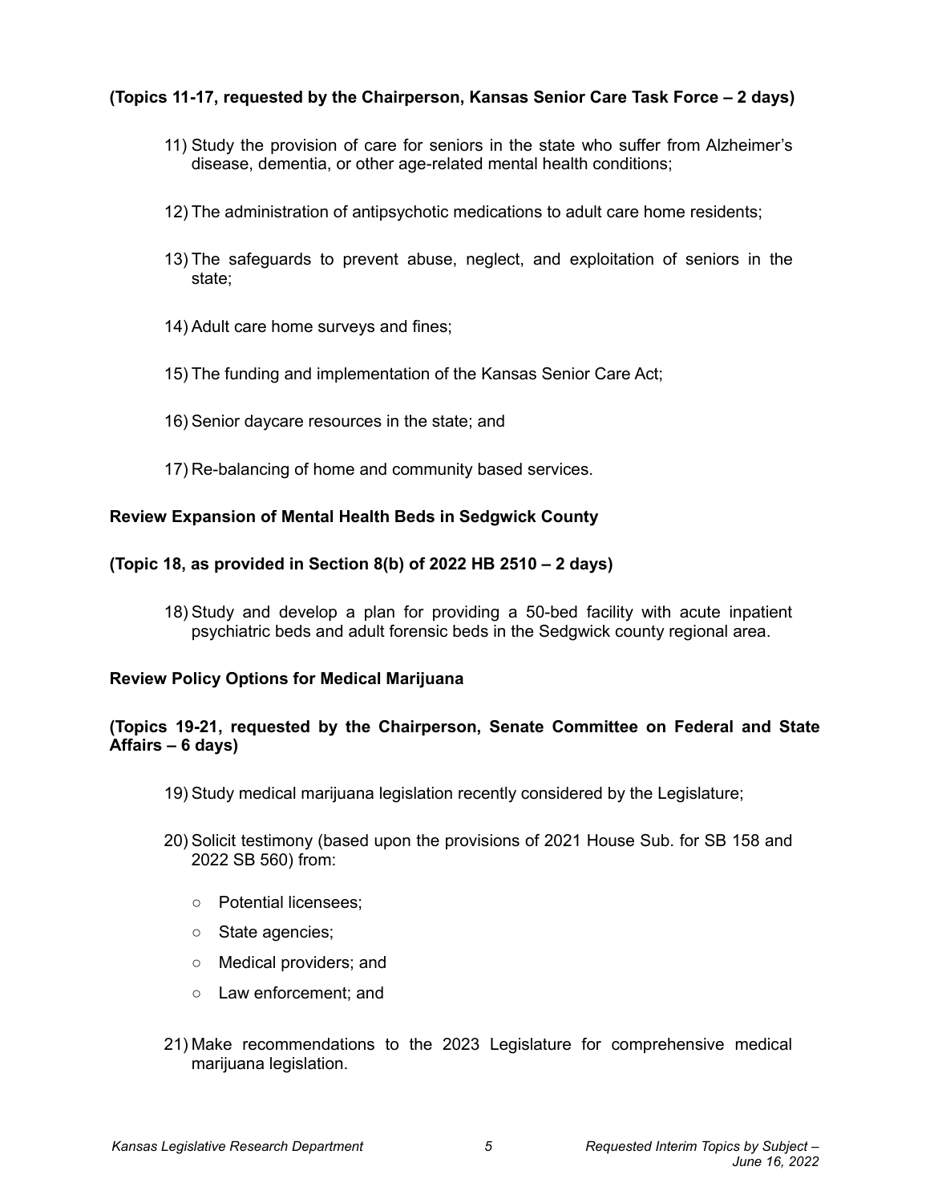**(Topics 11-17, requested by the Chairperson, Kansas Senior Care Task Force – 2 days)**

11) Study the provision of care for seniors in the state who suffer from Alzheimer's disease, dementia, or other age-related mental health conditions;

12) The administration of antipsychotic medications to adult care home residents;

13) The safeguards to prevent abuse, neglect, and exploitation of seniors in the state;

14) Adult care home surveys and fines;

15) The funding and implementation of the Kansas Senior Care Act;

16) Senior daycare resources in the state; and

17) Re-balancing of home and community based services.

**Review Expansion of Mental Health Beds in Sedgwick County**

**(Topic 18, as provided in Section 8(b) of 2022 HB 2510 – 2 days)**

18) Study and develop a plan for providing a 50-bed facility with acute inpatient psychiatric beds and adult forensic beds in the Sedgwick county regional area.

**Review Policy Options for Medical Marijuana**

**(Topics 19-21, requested by the Chairperson, Senate Committee on Federal and State Affairs – 6 days)**

19) Study medical marijuana legislation recently considered by the Legislature;

20) Solicit testimony (based upon the provisions of 2021 House Sub. for SB 158 and 2022 SB 560) from:
    - Potential licensees;
    - State agencies;
    - Medical providers; and
    - Law enforcement; and

21) Make recommendations to the 2023 Legislature for comprehensive medical marijuana legislation.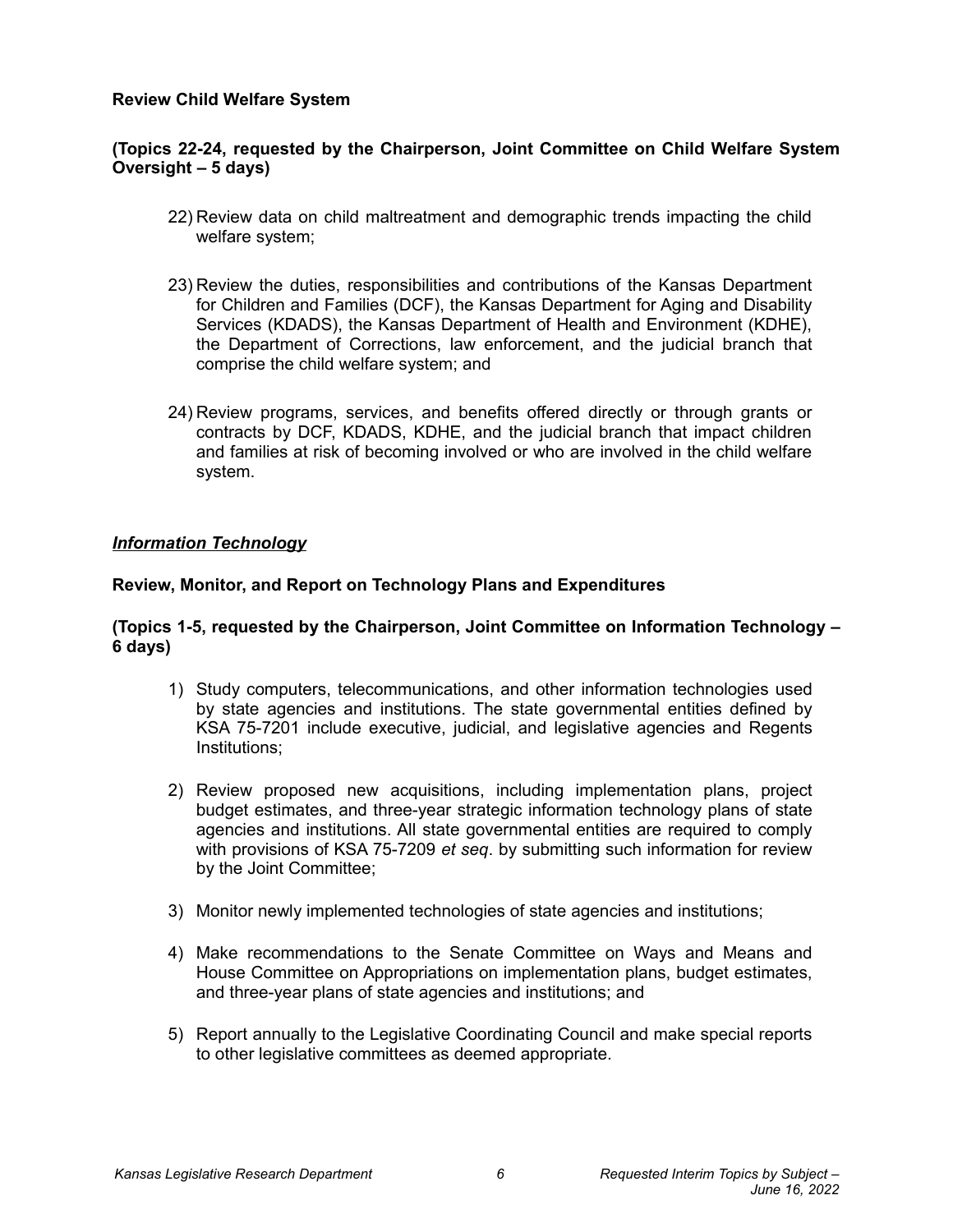**Review Child Welfare System**

**(Topics 22-24, requested by the Chairperson, Joint Committee on Child Welfare System Oversight – 5 days)**

22) Review data on child maltreatment and demographic trends impacting the child welfare system;

23) Review the duties, responsibilities and contributions of the Kansas Department for Children and Families (DCF), the Kansas Department for Aging and Disability Services (KDADS), the Kansas Department of Health and Environment (KDHE), the Department of Corrections, law enforcement, and the judicial branch that comprise the child welfare system; and

24) Review programs, services, and benefits offered directly or through grants or contracts by DCF, KDADS, KDHE, and the judicial branch that impact children and families at risk of becoming involved or who are involved in the child welfare system.

***Information Technology***

**Review, Monitor, and Report on Technology Plans and Expenditures**

**(Topics 1-5, requested by the Chairperson, Joint Committee on Information Technology – 6 days)**

1) Study computers, telecommunications, and other information technologies used by state agencies and institutions. The state governmental entities defined by KSA 75-7201 include executive, judicial, and legislative agencies and Regents Institutions;

2) Review proposed new acquisitions, including implementation plans, project budget estimates, and three-year strategic information technology plans of state agencies and institutions. All state governmental entities are required to comply with provisions of KSA 75-7209 *et seq*. by submitting such information for review by the Joint Committee;

3) Monitor newly implemented technologies of state agencies and institutions;

4) Make recommendations to the Senate Committee on Ways and Means and House Committee on Appropriations on implementation plans, budget estimates, and three-year plans of state agencies and institutions; and

5) Report annually to the Legislative Coordinating Council and make special reports to other legislative committees as deemed appropriate.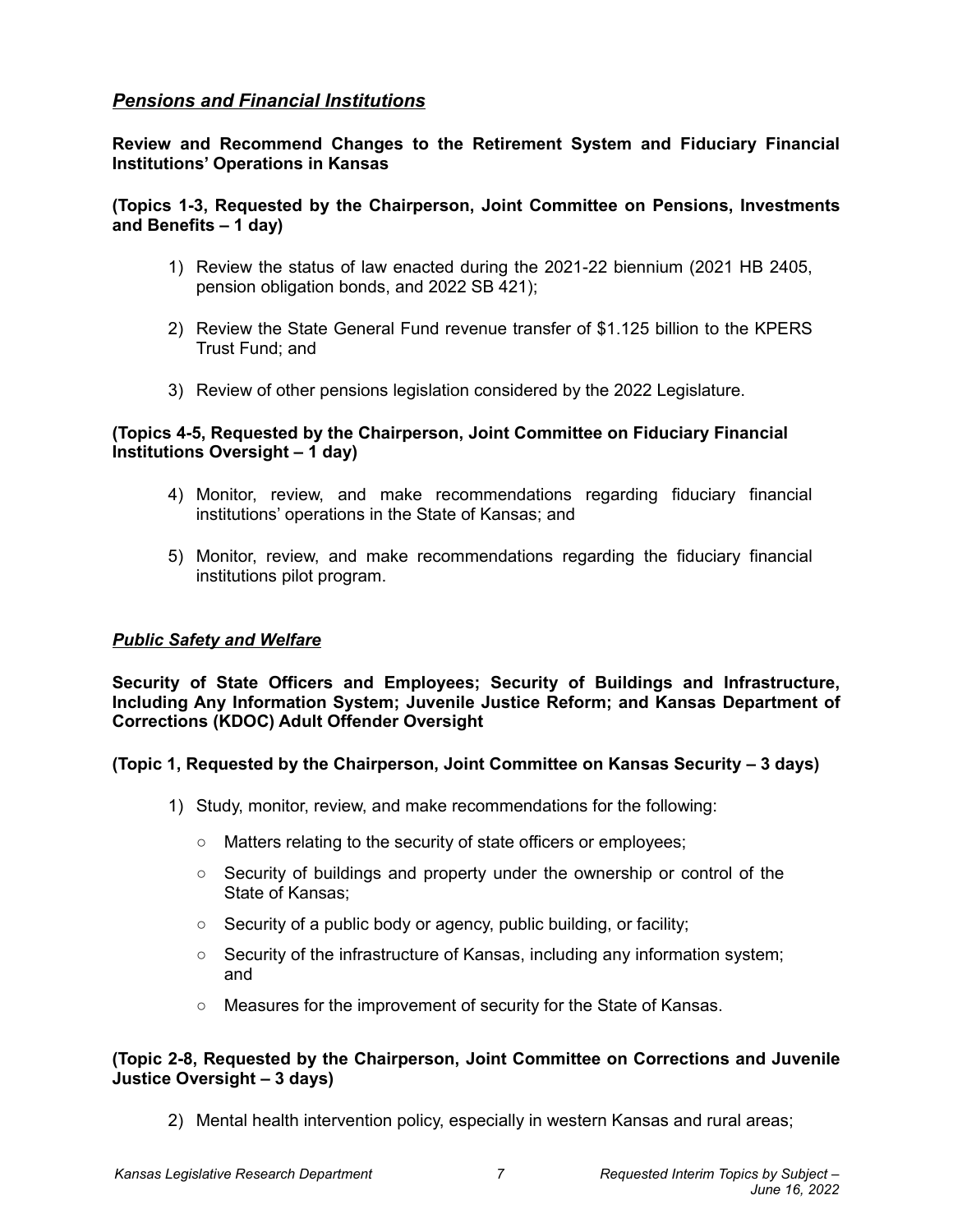## ***Pensions and Financial Institutions***

**Review and Recommend Changes to the Retirement System and Fiduciary Financial Institutions' Operations in Kansas**

**(Topics 1-3, Requested by the Chairperson, Joint Committee on Pensions, Investments and Benefits – 1 day)**

1) Review the status of law enacted during the 2021-22 biennium (2021 HB 2405, pension obligation bonds, and 2022 SB 421);

2) Review the State General Fund revenue transfer of $1.125 billion to the KPERS Trust Fund; and

3) Review of other pensions legislation considered by the 2022 Legislature.

**(Topics 4-5, Requested by the Chairperson, Joint Committee on Fiduciary Financial Institutions Oversight – 1 day)**

4) Monitor, review, and make recommendations regarding fiduciary financial institutions' operations in the State of Kansas; and

5) Monitor, review, and make recommendations regarding the fiduciary financial institutions pilot program.

## ***Public Safety and Welfare***

**Security of State Officers and Employees; Security of Buildings and Infrastructure, Including Any Information System; Juvenile Justice Reform; and Kansas Department of Corrections (KDOC) Adult Offender Oversight**

**(Topic 1, Requested by the Chairperson, Joint Committee on Kansas Security – 3 days)**

1) Study, monitor, review, and make recommendations for the following:
   - Matters relating to the security of state officers or employees;
   - Security of buildings and property under the ownership or control of the State of Kansas;
   - Security of a public body or agency, public building, or facility;
   - Security of the infrastructure of Kansas, including any information system; and
   - Measures for the improvement of security for the State of Kansas.

**(Topic 2-8, Requested by the Chairperson, Joint Committee on Corrections and Juvenile Justice Oversight – 3 days)**

2) Mental health intervention policy, especially in western Kansas and rural areas;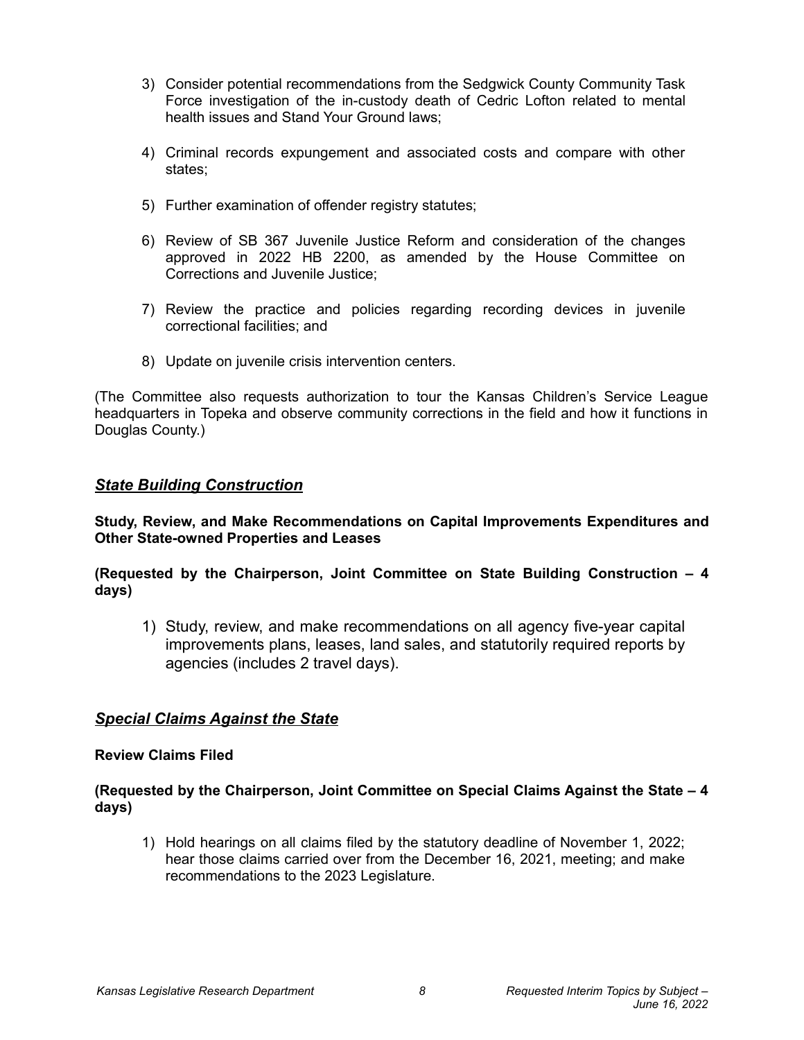3) Consider potential recommendations from the Sedgwick County Community Task Force investigation of the in-custody death of Cedric Lofton related to mental health issues and Stand Your Ground laws;

4) Criminal records expungement and associated costs and compare with other states;

5) Further examination of offender registry statutes;

6) Review of SB 367 Juvenile Justice Reform and consideration of the changes approved in 2022 HB 2200, as amended by the House Committee on Corrections and Juvenile Justice;

7) Review the practice and policies regarding recording devices in juvenile correctional facilities; and

8) Update on juvenile crisis intervention centers.

(The Committee also requests authorization to tour the Kansas Children's Service League headquarters in Topeka and observe community corrections in the field and how it functions in Douglas County.)

## ***State Building Construction***

**Study, Review, and Make Recommendations on Capital Improvements Expenditures and Other State-owned Properties and Leases**

**(Requested by the Chairperson, Joint Committee on State Building Construction – 4 days)**

1) Study, review, and make recommendations on all agency five-year capital improvements plans, leases, land sales, and statutorily required reports by agencies (includes 2 travel days).

## ***Special Claims Against the State***

**Review Claims Filed**

**(Requested by the Chairperson, Joint Committee on Special Claims Against the State – 4 days)**

1) Hold hearings on all claims filed by the statutory deadline of November 1, 2022; hear those claims carried over from the December 16, 2021, meeting; and make recommendations to the 2023 Legislature.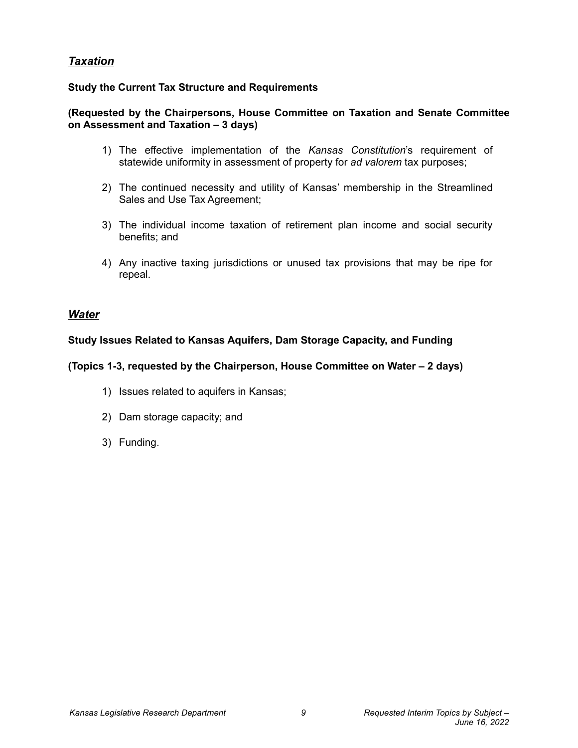## ***Taxation***

**Study the Current Tax Structure and Requirements**

**(Requested by the Chairpersons, House Committee on Taxation and Senate Committee on Assessment and Taxation – 3 days)**

1) The effective implementation of the *Kansas Constitution*'s requirement of statewide uniformity in assessment of property for *ad valorem* tax purposes;

2) The continued necessity and utility of Kansas' membership in the Streamlined Sales and Use Tax Agreement;

3) The individual income taxation of retirement plan income and social security benefits; and

4) Any inactive taxing jurisdictions or unused tax provisions that may be ripe for repeal.

## ***Water***

**Study Issues Related to Kansas Aquifers, Dam Storage Capacity, and Funding**

**(Topics 1-3, requested by the Chairperson, House Committee on Water – 2 days)**

1) Issues related to aquifers in Kansas;

2) Dam storage capacity; and

3) Funding.